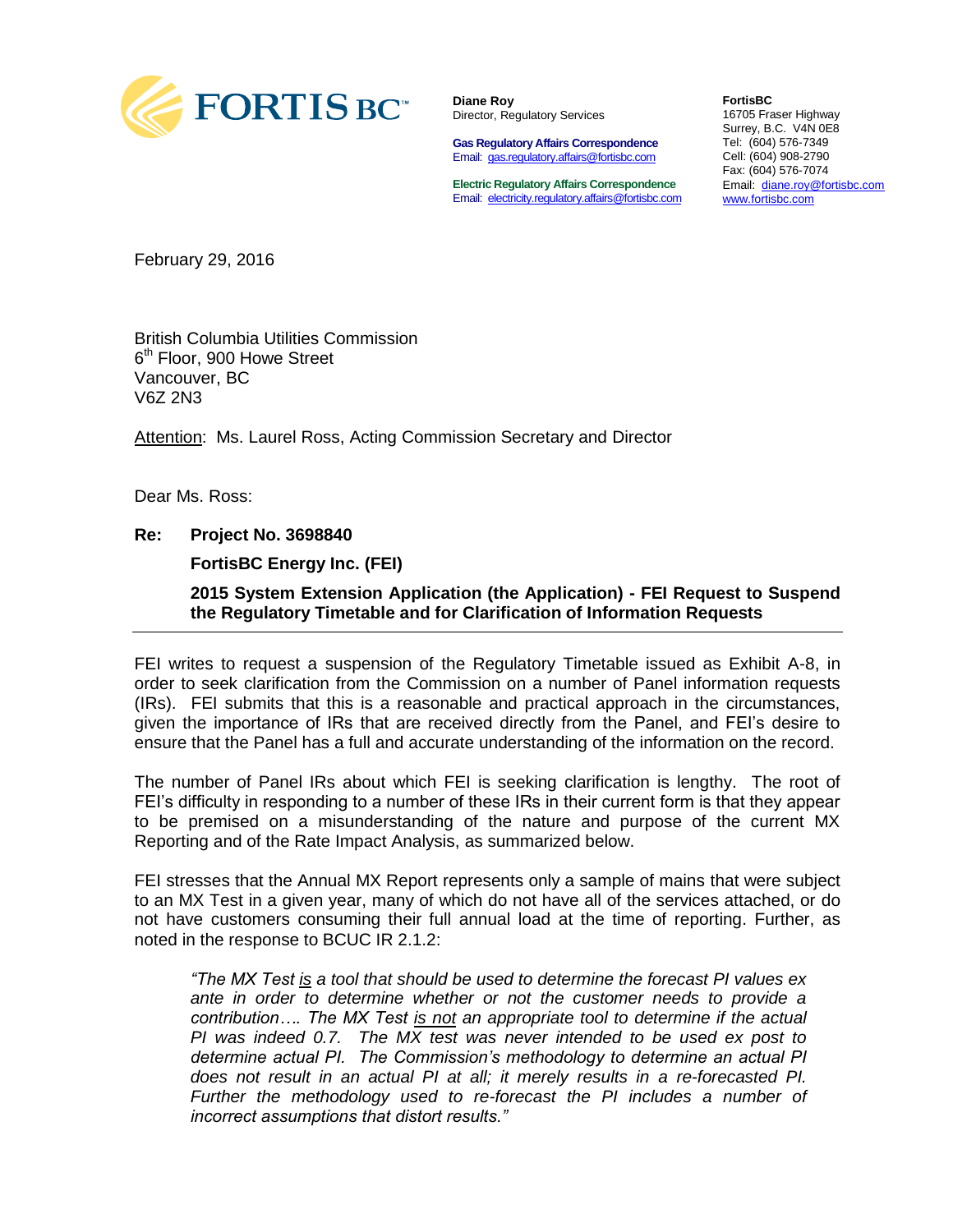FORTIS BC™

**Diane Roy**
Director, Regulatory Services

**Gas Regulatory Affairs Correspondence**
Email: gas.regulatory.affairs@fortisbc.com

**Electric Regulatory Affairs Correspondence**
Email: electricity.regulatory.affairs@fortisbc.com

**FortisBC**
16705 Fraser Highway
Surrey, B.C. V4N 0E8
Tel: (604) 576-7349
Cell: (604) 908-2790
Fax: (604) 576-7074
Email: diane.roy@fortisbc.com
www.fortisbc.com

February 29, 2016

British Columbia Utilities Commission
6th Floor, 900 Howe Street
Vancouver, BC
V6Z 2N3

Attention: Ms. Laurel Ross, Acting Commission Secretary and Director

Dear Ms. Ross:

**Re: Project No. 3698840**

**FortisBC Energy Inc. (FEI)**

**2015 System Extension Application (the Application) - FEI Request to Suspend the Regulatory Timetable and for Clarification of Information Requests**

FEI writes to request a suspension of the Regulatory Timetable issued as Exhibit A-8, in order to seek clarification from the Commission on a number of Panel information requests (IRs). FEI submits that this is a reasonable and practical approach in the circumstances, given the importance of IRs that are received directly from the Panel, and FEI's desire to ensure that the Panel has a full and accurate understanding of the information on the record.

The number of Panel IRs about which FEI is seeking clarification is lengthy. The root of FEI's difficulty in responding to a number of these IRs in their current form is that they appear to be premised on a misunderstanding of the nature and purpose of the current MX Reporting and of the Rate Impact Analysis, as summarized below.

FEI stresses that the Annual MX Report represents only a sample of mains that were subject to an MX Test in a given year, many of which do not have all of the services attached, or do not have customers consuming their full annual load at the time of reporting. Further, as noted in the response to BCUC IR 2.1.2:

> *"The MX Test is a tool that should be used to determine the forecast PI values ex ante in order to determine whether or not the customer needs to provide a contribution…. The MX Test is not an appropriate tool to determine if the actual PI was indeed 0.7. The MX test was never intended to be used ex post to determine actual PI. The Commission's methodology to determine an actual PI does not result in an actual PI at all; it merely results in a re-forecasted PI. Further the methodology used to re-forecast the PI includes a number of incorrect assumptions that distort results."*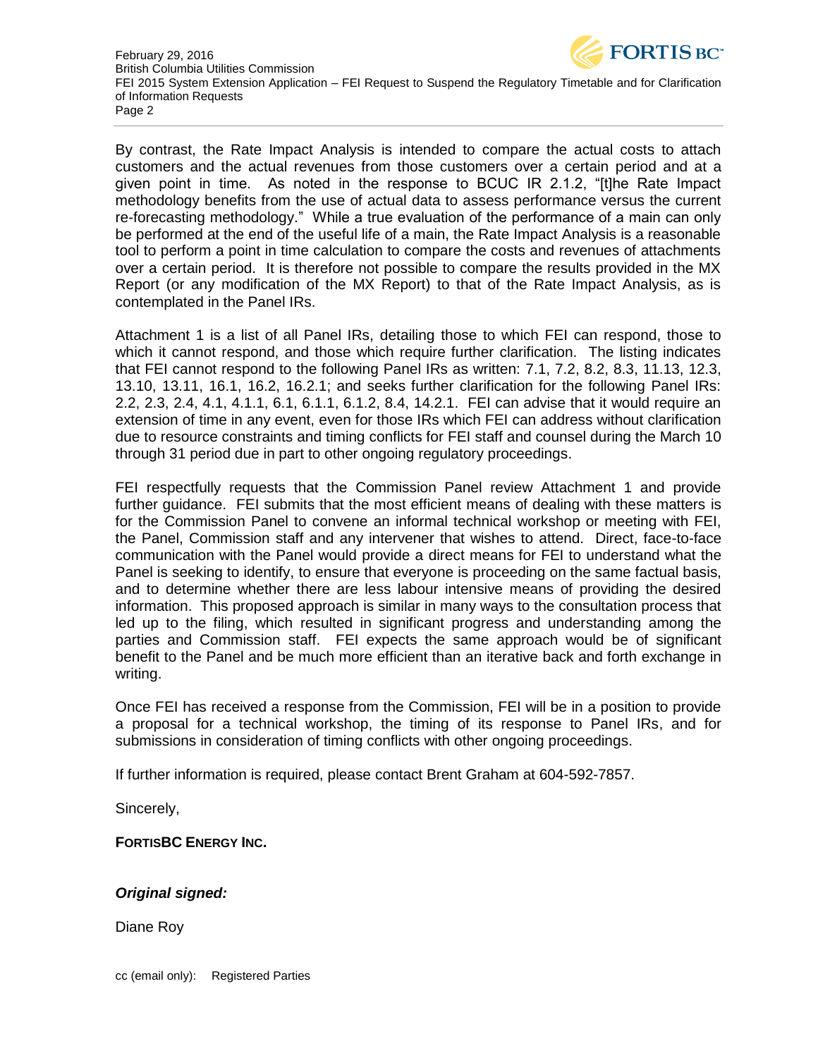By contrast, the Rate Impact Analysis is intended to compare the actual costs to attach customers and the actual revenues from those customers over a certain period and at a given point in time. As noted in the response to BCUC IR 2.1.2, "[t]he Rate Impact methodology benefits from the use of actual data to assess performance versus the current re-forecasting methodology." While a true evaluation of the performance of a main can only be performed at the end of the useful life of a main, the Rate Impact Analysis is a reasonable tool to perform a point in time calculation to compare the costs and revenues of attachments over a certain period. It is therefore not possible to compare the results provided in the MX Report (or any modification of the MX Report) to that of the Rate Impact Analysis, as is contemplated in the Panel IRs.

Attachment 1 is a list of all Panel IRs, detailing those to which FEI can respond, those to which it cannot respond, and those which require further clarification. The listing indicates that FEI cannot respond to the following Panel IRs as written: 7.1, 7.2, 8.2, 8.3, 11.13, 12.3, 13.10, 13.11, 16.1, 16.2, 16.2.1; and seeks further clarification for the following Panel IRs: 2.2, 2.3, 2.4, 4.1, 4.1.1, 6.1, 6.1.1, 6.1.2, 8.4, 14.2.1. FEI can advise that it would require an extension of time in any event, even for those IRs which FEI can address without clarification due to resource constraints and timing conflicts for FEI staff and counsel during the March 10 through 31 period due in part to other ongoing regulatory proceedings.

FEI respectfully requests that the Commission Panel review Attachment 1 and provide further guidance. FEI submits that the most efficient means of dealing with these matters is for the Commission Panel to convene an informal technical workshop or meeting with FEI, the Panel, Commission staff and any intervener that wishes to attend. Direct, face-to-face communication with the Panel would provide a direct means for FEI to understand what the Panel is seeking to identify, to ensure that everyone is proceeding on the same factual basis, and to determine whether there are less labour intensive means of providing the desired information. This proposed approach is similar in many ways to the consultation process that led up to the filing, which resulted in significant progress and understanding among the parties and Commission staff. FEI expects the same approach would be of significant benefit to the Panel and be much more efficient than an iterative back and forth exchange in writing.

Once FEI has received a response from the Commission, FEI will be in a position to provide a proposal for a technical workshop, the timing of its response to Panel IRs, and for submissions in consideration of timing conflicts with other ongoing proceedings.

If further information is required, please contact Brent Graham at 604-592-7857.

Sincerely,

**FORTISBC ENERGY INC.**

***Original signed:***

Diane Roy

cc (email only): Registered Parties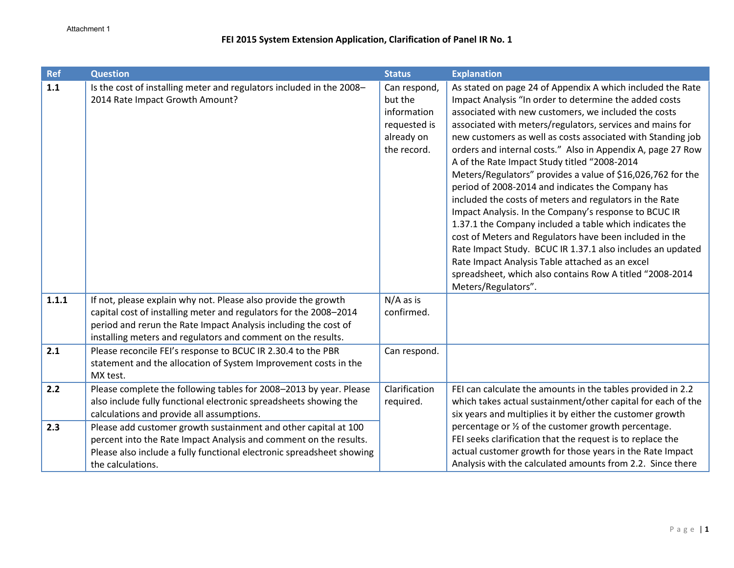Attachment 1

# FEI 2015 System Extension Application, Clarification of Panel IR No. 1

| Ref | Question | Status | Explanation |
|---|---|---|---|
| **1.1** | Is the cost of installing meter and regulators included in the 2008–2014 Rate Impact Growth Amount? | Can respond, but the information requested is already on the record. | As stated on page 24 of Appendix A which included the Rate Impact Analysis "In order to determine the added costs associated with new customers, we included the costs associated with meters/regulators, services and mains for new customers as well as costs associated with Standing job orders and internal costs." Also in Appendix A, page 27 Row A of the Rate Impact Study titled "2008-2014 Meters/Regulators" provides a value of $16,026,762 for the period of 2008-2014 and indicates the Company has included the costs of meters and regulators in the Rate Impact Analysis. In the Company's response to BCUC IR 1.37.1 the Company included a table which indicates the cost of Meters and Regulators have been included in the Rate Impact Study. BCUC IR 1.37.1 also includes an updated Rate Impact Analysis Table attached as an excel spreadsheet, which also contains Row A titled "2008-2014 Meters/Regulators". |
| **1.1.1** | If not, please explain why not. Please also provide the growth capital cost of installing meter and regulators for the 2008–2014 period and rerun the Rate Impact Analysis including the cost of installing meters and regulators and comment on the results. | N/A as is confirmed. | |
| **2.1** | Please reconcile FEI's response to BCUC IR 2.30.4 to the PBR statement and the allocation of System Improvement costs in the MX test. | Can respond. | |
| **2.2** | Please complete the following tables for 2008–2013 by year. Please also include fully functional electronic spreadsheets showing the calculations and provide all assumptions. | Clarification required. | FEI can calculate the amounts in the tables provided in 2.2 which takes actual sustainment/other capital for each of the six years and multiplies it by either the customer growth percentage or ½ of the customer growth percentage. FEI seeks clarification that the request is to replace the actual customer growth for those years in the Rate Impact Analysis with the calculated amounts from 2.2. Since there |
| **2.3** | Please add customer growth sustainment and other capital at 100 percent into the Rate Impact Analysis and comment on the results. Please also include a fully functional electronic spreadsheet showing the calculations. | | |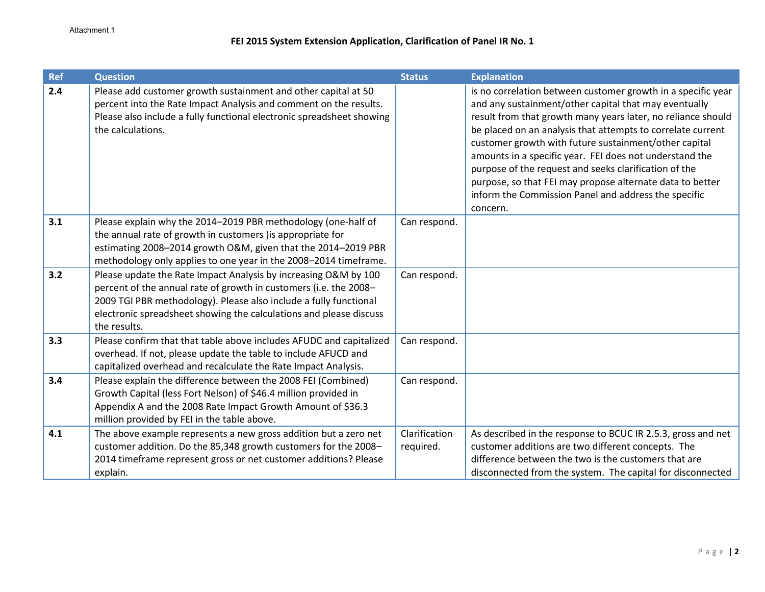Attachment 1

**FEI 2015 System Extension Application, Clarification of Panel IR No. 1**

| Ref | Question | Status | Explanation |
|---|---|---|---|
| **2.4** | Please add customer growth sustainment and other capital at 50 percent into the Rate Impact Analysis and comment on the results. Please also include a fully functional electronic spreadsheet showing the calculations. | | is no correlation between customer growth in a specific year and any sustainment/other capital that may eventually result from that growth many years later, no reliance should be placed on an analysis that attempts to correlate current customer growth with future sustainment/other capital amounts in a specific year. FEI does not understand the purpose of the request and seeks clarification of the purpose, so that FEI may propose alternate data to better inform the Commission Panel and address the specific concern. |
| **3.1** | Please explain why the 2014–2019 PBR methodology (one-half of the annual rate of growth in customers )is appropriate for estimating 2008–2014 growth O&M, given that the 2014–2019 PBR methodology only applies to one year in the 2008–2014 timeframe. | Can respond. | |
| **3.2** | Please update the Rate Impact Analysis by increasing O&M by 100 percent of the annual rate of growth in customers (i.e. the 2008–2009 TGI PBR methodology). Please also include a fully functional electronic spreadsheet showing the calculations and please discuss the results. | Can respond. | |
| **3.3** | Please confirm that that table above includes AFUDC and capitalized overhead. If not, please update the table to include AFUCD and capitalized overhead and recalculate the Rate Impact Analysis. | Can respond. | |
| **3.4** | Please explain the difference between the 2008 FEI (Combined) Growth Capital (less Fort Nelson) of $46.4 million provided in Appendix A and the 2008 Rate Impact Growth Amount of $36.3 million provided by FEI in the table above. | Can respond. | |
| **4.1** | The above example represents a new gross addition but a zero net customer addition. Do the 85,348 growth customers for the 2008–2014 timeframe represent gross or net customer additions? Please explain. | Clarification required. | As described in the response to BCUC IR 2.5.3, gross and net customer additions are two different concepts. The difference between the two is the customers that are disconnected from the system. The capital for disconnected |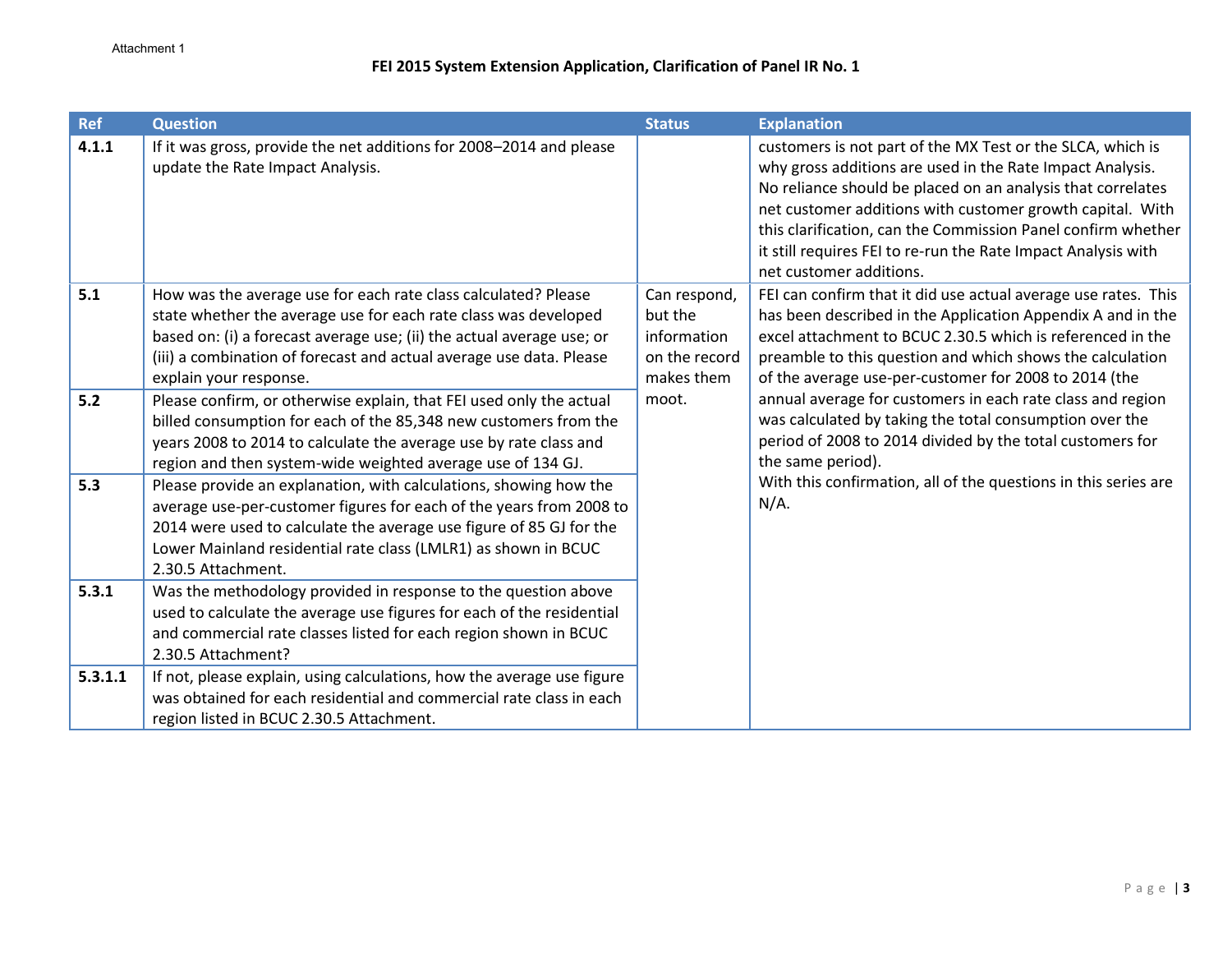Attachment 1

**FEI 2015 System Extension Application, Clarification of Panel IR No. 1**

| Ref | Question | Status | Explanation |
|---|---|---|---|
| **4.1.1** | If it was gross, provide the net additions for 2008–2014 and please update the Rate Impact Analysis. | | customers is not part of the MX Test or the SLCA, which is why gross additions are used in the Rate Impact Analysis. No reliance should be placed on an analysis that correlates net customer additions with customer growth capital. With this clarification, can the Commission Panel confirm whether it still requires FEI to re-run the Rate Impact Analysis with net customer additions. |
| **5.1** | How was the average use for each rate class calculated? Please state whether the average use for each rate class was developed based on: (i) a forecast average use; (ii) the actual average use; or (iii) a combination of forecast and actual average use data. Please explain your response. | Can respond, but the information on the record makes them moot. | FEI can confirm that it did use actual average use rates. This has been described in the Application Appendix A and in the excel attachment to BCUC 2.30.5 which is referenced in the preamble to this question and which shows the calculation of the average use-per-customer for 2008 to 2014 (the annual average for customers in each rate class and region was calculated by taking the total consumption over the period of 2008 to 2014 divided by the total customers for the same period). With this confirmation, all of the questions in this series are N/A. |
| **5.2** | Please confirm, or otherwise explain, that FEI used only the actual billed consumption for each of the 85,348 new customers from the years 2008 to 2014 to calculate the average use by rate class and region and then system-wide weighted average use of 134 GJ. | | |
| **5.3** | Please provide an explanation, with calculations, showing how the average use-per-customer figures for each of the years from 2008 to 2014 were used to calculate the average use figure of 85 GJ for the Lower Mainland residential rate class (LMLR1) as shown in BCUC 2.30.5 Attachment. | | |
| **5.3.1** | Was the methodology provided in response to the question above used to calculate the average use figures for each of the residential and commercial rate classes listed for each region shown in BCUC 2.30.5 Attachment? | | |
| **5.3.1.1** | If not, please explain, using calculations, how the average use figure was obtained for each residential and commercial rate class in each region listed in BCUC 2.30.5 Attachment. | | |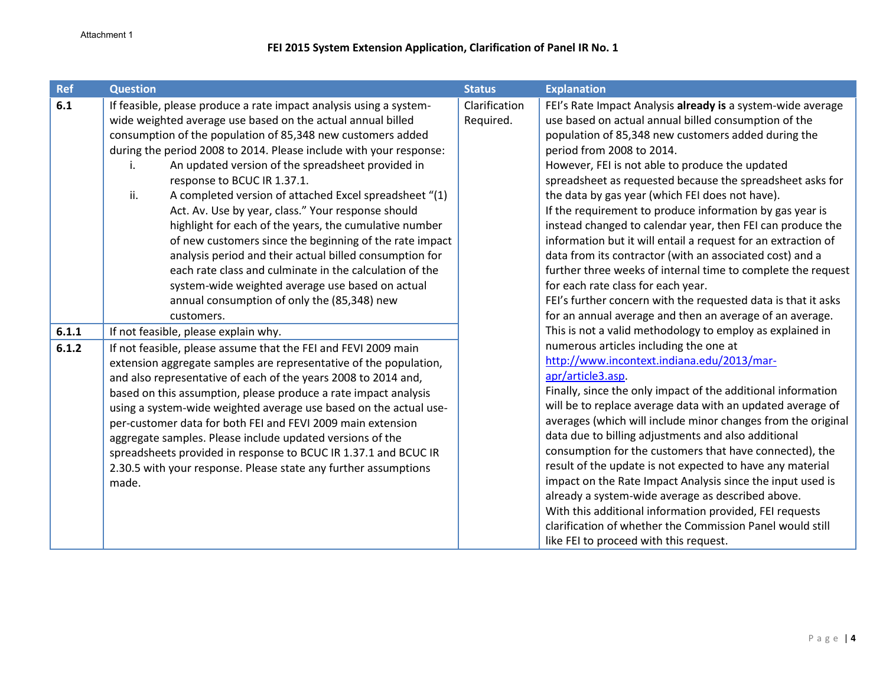Attachment 1

## FEI 2015 System Extension Application, Clarification of Panel IR No. 1

| Ref | Question | Status | Explanation |
|---|---|---|---|
| **6.1** | If feasible, please produce a rate impact analysis using a system-wide weighted average use based on the actual annual billed consumption of the population of 85,348 new customers added during the period 2008 to 2014. Please include with your response:<br>i. An updated version of the spreadsheet provided in response to BCUC IR 1.37.1.<br>ii. A completed version of attached Excel spreadsheet "(1) Act. Av. Use by year, class." Your response should highlight for each of the years, the cumulative number of new customers since the beginning of the rate impact analysis period and their actual billed consumption for each rate class and culminate in the calculation of the system-wide weighted average use based on actual annual consumption of only the (85,348) new customers. | Clarification Required. | FEI's Rate Impact Analysis **already is** a system-wide average use based on actual annual billed consumption of the population of 85,348 new customers added during the period from 2008 to 2014.<br>However, FEI is not able to produce the updated spreadsheet as requested because the spreadsheet asks for the data by gas year (which FEI does not have).<br>If the requirement to produce information by gas year is instead changed to calendar year, then FEI can produce the information but it will entail a request for an extraction of data from its contractor (with an associated cost) and a further three weeks of internal time to complete the request for each rate class for each year.<br>FEI's further concern with the requested data is that it asks for an annual average and then an average of an average. This is not a valid methodology to employ as explained in numerous articles including the one at [http://www.incontext.indiana.edu/2013/mar-apr/article3.asp](http://www.incontext.indiana.edu/2013/mar-apr/article3.asp).<br>Finally, since the only impact of the additional information will be to replace average data with an updated average of averages (which will include minor changes from the original data due to billing adjustments and also additional consumption for the customers that have connected), the result of the update is not expected to have any material impact on the Rate Impact Analysis since the input used is already a system-wide average as described above.<br>With this additional information provided, FEI requests clarification of whether the Commission Panel would still like FEI to proceed with this request. |
| **6.1.1** | If not feasible, please explain why. | | |
| **6.1.2** | If not feasible, please assume that the FEI and FEVI 2009 main extension aggregate samples are representative of the population, and also representative of each of the years 2008 to 2014 and, based on this assumption, please produce a rate impact analysis using a system-wide weighted average use based on the actual use-per-customer data for both FEI and FEVI 2009 main extension aggregate samples. Please include updated versions of the spreadsheets provided in response to BCUC IR 1.37.1 and BCUC IR 2.30.5 with your response. Please state any further assumptions made. | | |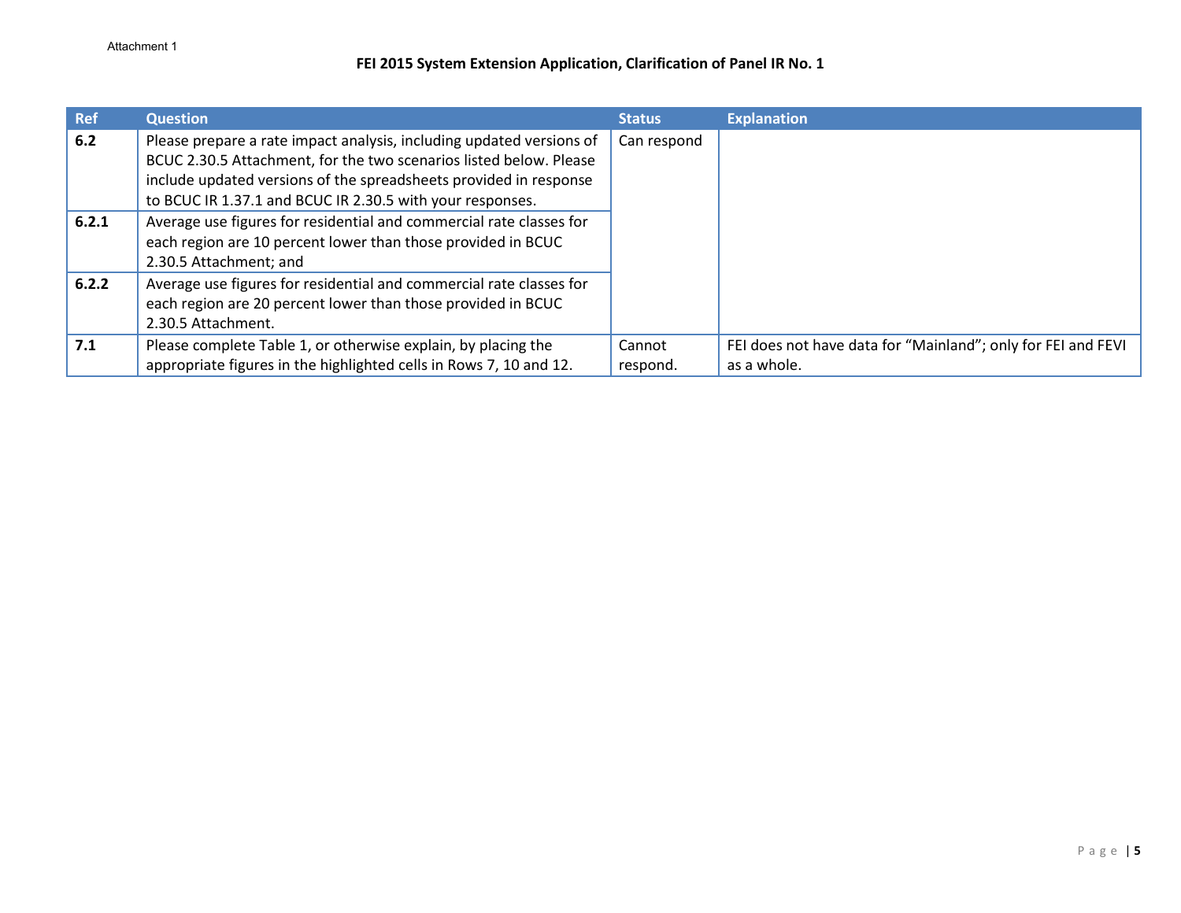Attachment 1

## FEI 2015 System Extension Application, Clarification of Panel IR No. 1

| Ref | Question | Status | Explanation |
|---|---|---|---|
| **6.2** | Please prepare a rate impact analysis, including updated versions of BCUC 2.30.5 Attachment, for the two scenarios listed below. Please include updated versions of the spreadsheets provided in response to BCUC IR 1.37.1 and BCUC IR 2.30.5 with your responses. | Can respond | |
| **6.2.1** | Average use figures for residential and commercial rate classes for each region are 10 percent lower than those provided in BCUC 2.30.5 Attachment; and | | |
| **6.2.2** | Average use figures for residential and commercial rate classes for each region are 20 percent lower than those provided in BCUC 2.30.5 Attachment. | | |
| **7.1** | Please complete Table 1, or otherwise explain, by placing the appropriate figures in the highlighted cells in Rows 7, 10 and 12. | Cannot respond. | FEI does not have data for "Mainland"; only for FEI and FEVI as a whole. |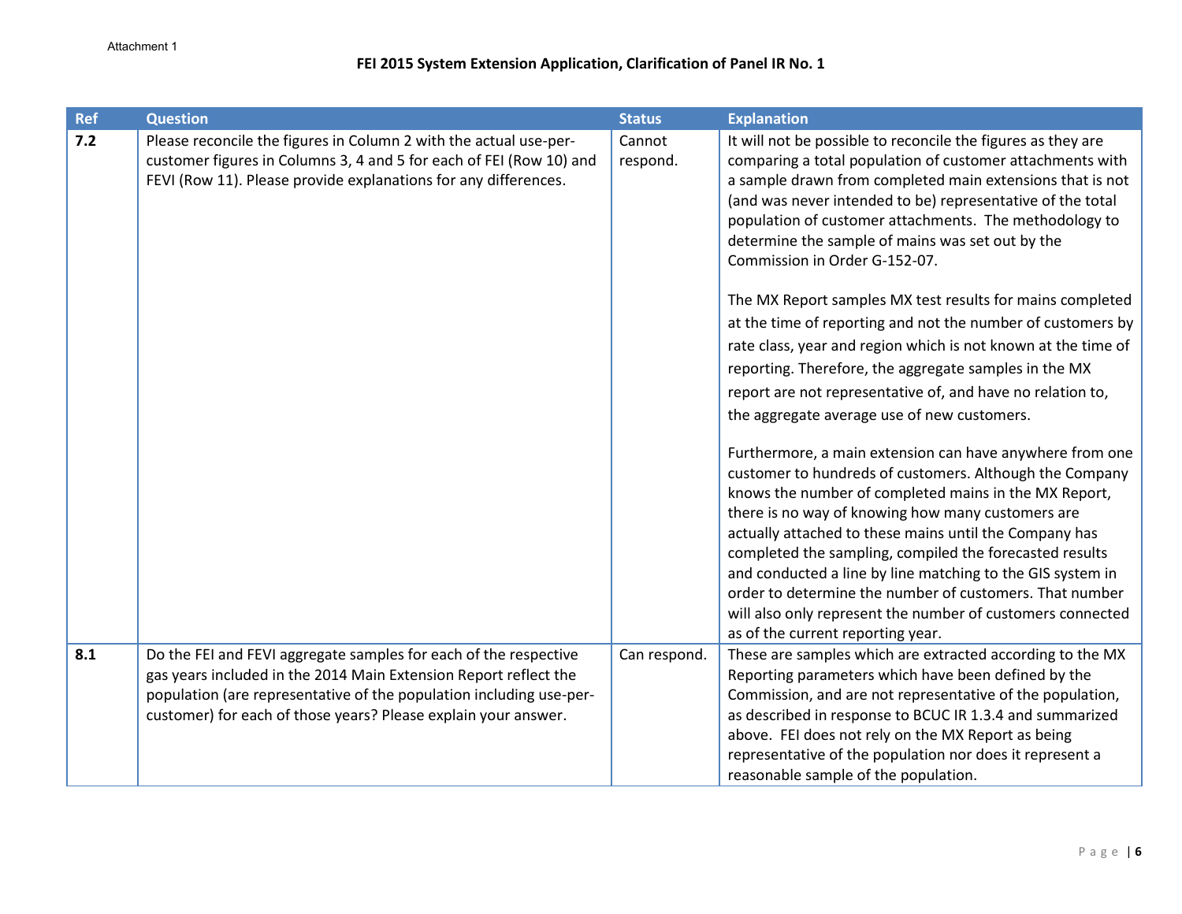Attachment 1

## FEI 2015 System Extension Application, Clarification of Panel IR No. 1

| Ref | Question | Status | Explanation |
|---|---|---|---|
| **7.2** | Please reconcile the figures in Column 2 with the actual use-per-customer figures in Columns 3, 4 and 5 for each of FEI (Row 10) and FEVI (Row 11). Please provide explanations for any differences. | Cannot respond. | It will not be possible to reconcile the figures as they are comparing a total population of customer attachments with a sample drawn from completed main extensions that is not (and was never intended to be) representative of the total population of customer attachments. The methodology to determine the sample of mains was set out by the Commission in Order G-152-07.<br><br>The MX Report samples MX test results for mains completed at the time of reporting and not the number of customers by rate class, year and region which is not known at the time of reporting. Therefore, the aggregate samples in the MX report are not representative of, and have no relation to, the aggregate average use of new customers.<br><br>Furthermore, a main extension can have anywhere from one customer to hundreds of customers. Although the Company knows the number of completed mains in the MX Report, there is no way of knowing how many customers are actually attached to these mains until the Company has completed the sampling, compiled the forecasted results and conducted a line by line matching to the GIS system in order to determine the number of customers. That number will also only represent the number of customers connected as of the current reporting year. |
| **8.1** | Do the FEI and FEVI aggregate samples for each of the respective gas years included in the 2014 Main Extension Report reflect the population (are representative of the population including use-per-customer) for each of those years? Please explain your answer. | Can respond. | These are samples which are extracted according to the MX Reporting parameters which have been defined by the Commission, and are not representative of the population, as described in response to BCUC IR 1.3.4 and summarized above. FEI does not rely on the MX Report as being representative of the population nor does it represent a reasonable sample of the population. |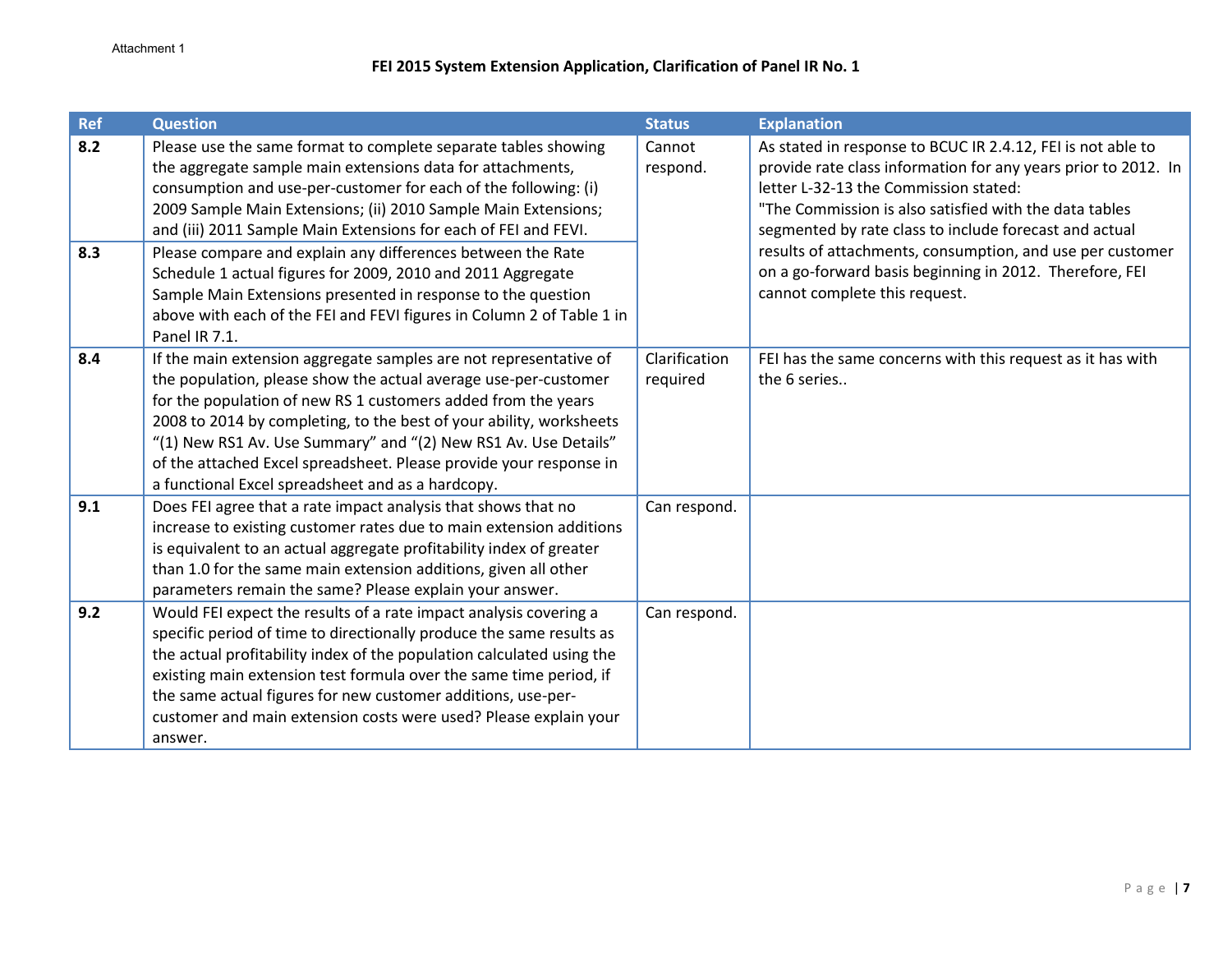Attachment 1

## FEI 2015 System Extension Application, Clarification of Panel IR No. 1

| Ref | Question | Status | Explanation |
|---|---|---|---|
| 8.2 | Please use the same format to complete separate tables showing the aggregate sample main extensions data for attachments, consumption and use-per-customer for each of the following: (i) 2009 Sample Main Extensions; (ii) 2010 Sample Main Extensions; and (iii) 2011 Sample Main Extensions for each of FEI and FEVI. | Cannot respond. | As stated in response to BCUC IR 2.4.12, FEI is not able to provide rate class information for any years prior to 2012. In letter L-32-13 the Commission stated: "The Commission is also satisfied with the data tables segmented by rate class to include forecast and actual results of attachments, consumption, and use per customer on a go-forward basis beginning in 2012. Therefore, FEI cannot complete this request. |
| 8.3 | Please compare and explain any differences between the Rate Schedule 1 actual figures for 2009, 2010 and 2011 Aggregate Sample Main Extensions presented in response to the question above with each of the FEI and FEVI figures in Column 2 of Table 1 in Panel IR 7.1. | | |
| 8.4 | If the main extension aggregate samples are not representative of the population, please show the actual average use-per-customer for the population of new RS 1 customers added from the years 2008 to 2014 by completing, to the best of your ability, worksheets "(1) New RS1 Av. Use Summary" and "(2) New RS1 Av. Use Details" of the attached Excel spreadsheet. Please provide your response in a functional Excel spreadsheet and as a hardcopy. | Clarification required | FEI has the same concerns with this request as it has with the 6 series.. |
| 9.1 | Does FEI agree that a rate impact analysis that shows that no increase to existing customer rates due to main extension additions is equivalent to an actual aggregate profitability index of greater than 1.0 for the same main extension additions, given all other parameters remain the same? Please explain your answer. | Can respond. | |
| 9.2 | Would FEI expect the results of a rate impact analysis covering a specific period of time to directionally produce the same results as the actual profitability index of the population calculated using the existing main extension test formula over the same time period, if the same actual figures for new customer additions, use-per-customer and main extension costs were used? Please explain your answer. | Can respond. | |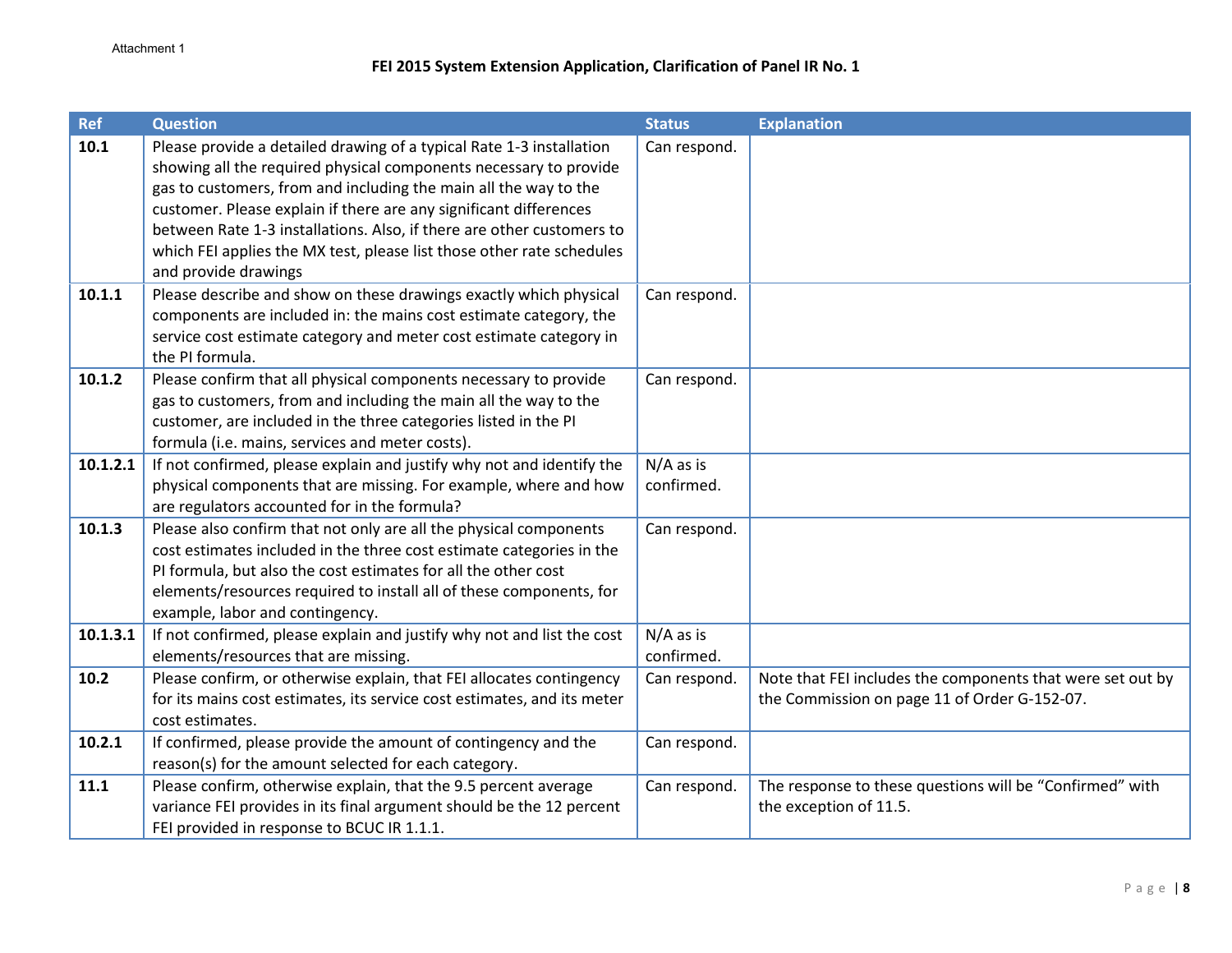Attachment 1

## FEI 2015 System Extension Application, Clarification of Panel IR No. 1

| Ref | Question | Status | Explanation |
|---|---|---|---|
| **10.1** | Please provide a detailed drawing of a typical Rate 1-3 installation showing all the required physical components necessary to provide gas to customers, from and including the main all the way to the customer. Please explain if there are any significant differences between Rate 1-3 installations. Also, if there are other customers to which FEI applies the MX test, please list those other rate schedules and provide drawings | Can respond. | |
| **10.1.1** | Please describe and show on these drawings exactly which physical components are included in: the mains cost estimate category, the service cost estimate category and meter cost estimate category in the PI formula. | Can respond. | |
| **10.1.2** | Please confirm that all physical components necessary to provide gas to customers, from and including the main all the way to the customer, are included in the three categories listed in the PI formula (i.e. mains, services and meter costs). | Can respond. | |
| **10.1.2.1** | If not confirmed, please explain and justify why not and identify the physical components that are missing. For example, where and how are regulators accounted for in the formula? | N/A as is confirmed. | |
| **10.1.3** | Please also confirm that not only are all the physical components cost estimates included in the three cost estimate categories in the PI formula, but also the cost estimates for all the other cost elements/resources required to install all of these components, for example, labor and contingency. | Can respond. | |
| **10.1.3.1** | If not confirmed, please explain and justify why not and list the cost elements/resources that are missing. | N/A as is confirmed. | |
| **10.2** | Please confirm, or otherwise explain, that FEI allocates contingency for its mains cost estimates, its service cost estimates, and its meter cost estimates. | Can respond. | Note that FEI includes the components that were set out by the Commission on page 11 of Order G-152-07. |
| **10.2.1** | If confirmed, please provide the amount of contingency and the reason(s) for the amount selected for each category. | Can respond. | |
| **11.1** | Please confirm, otherwise explain, that the 9.5 percent average variance FEI provides in its final argument should be the 12 percent FEI provided in response to BCUC IR 1.1.1. | Can respond. | The response to these questions will be "Confirmed" with the exception of 11.5. |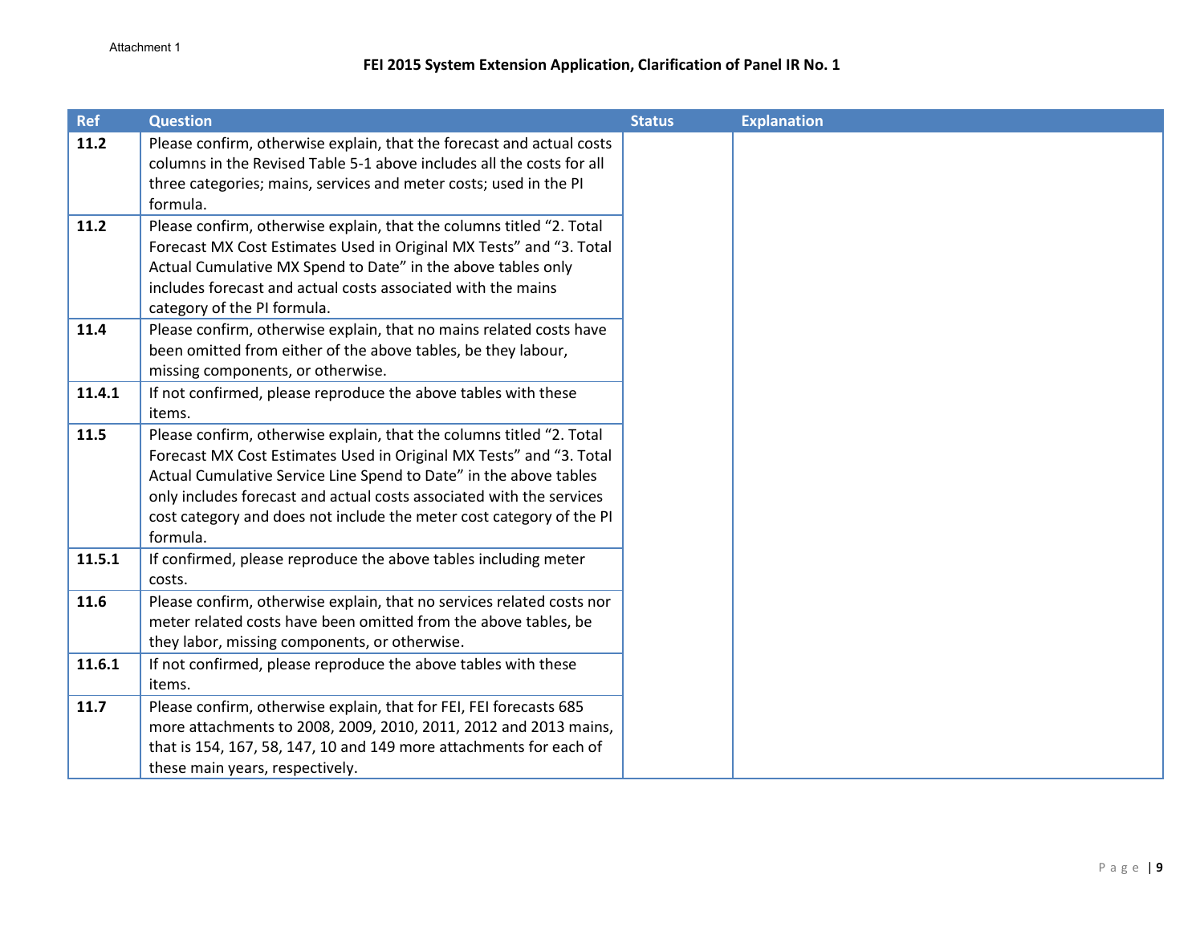Attachment 1

**FEI 2015 System Extension Application, Clarification of Panel IR No. 1**

| Ref | Question | Status | Explanation |
|---|---|---|---|
| **11.2** | Please confirm, otherwise explain, that the forecast and actual costs columns in the Revised Table 5-1 above includes all the costs for all three categories; mains, services and meter costs; used in the PI formula. | | |
| **11.2** | Please confirm, otherwise explain, that the columns titled "2. Total Forecast MX Cost Estimates Used in Original MX Tests" and "3. Total Actual Cumulative MX Spend to Date" in the above tables only includes forecast and actual costs associated with the mains category of the PI formula. | | |
| **11.4** | Please confirm, otherwise explain, that no mains related costs have been omitted from either of the above tables, be they labour, missing components, or otherwise. | | |
| **11.4.1** | If not confirmed, please reproduce the above tables with these items. | | |
| **11.5** | Please confirm, otherwise explain, that the columns titled "2. Total Forecast MX Cost Estimates Used in Original MX Tests" and "3. Total Actual Cumulative Service Line Spend to Date" in the above tables only includes forecast and actual costs associated with the services cost category and does not include the meter cost category of the PI formula. | | |
| **11.5.1** | If confirmed, please reproduce the above tables including meter costs. | | |
| **11.6** | Please confirm, otherwise explain, that no services related costs nor meter related costs have been omitted from the above tables, be they labor, missing components, or otherwise. | | |
| **11.6.1** | If not confirmed, please reproduce the above tables with these items. | | |
| **11.7** | Please confirm, otherwise explain, that for FEI, FEI forecasts 685 more attachments to 2008, 2009, 2010, 2011, 2012 and 2013 mains, that is 154, 167, 58, 147, 10 and 149 more attachments for each of these main years, respectively. | | |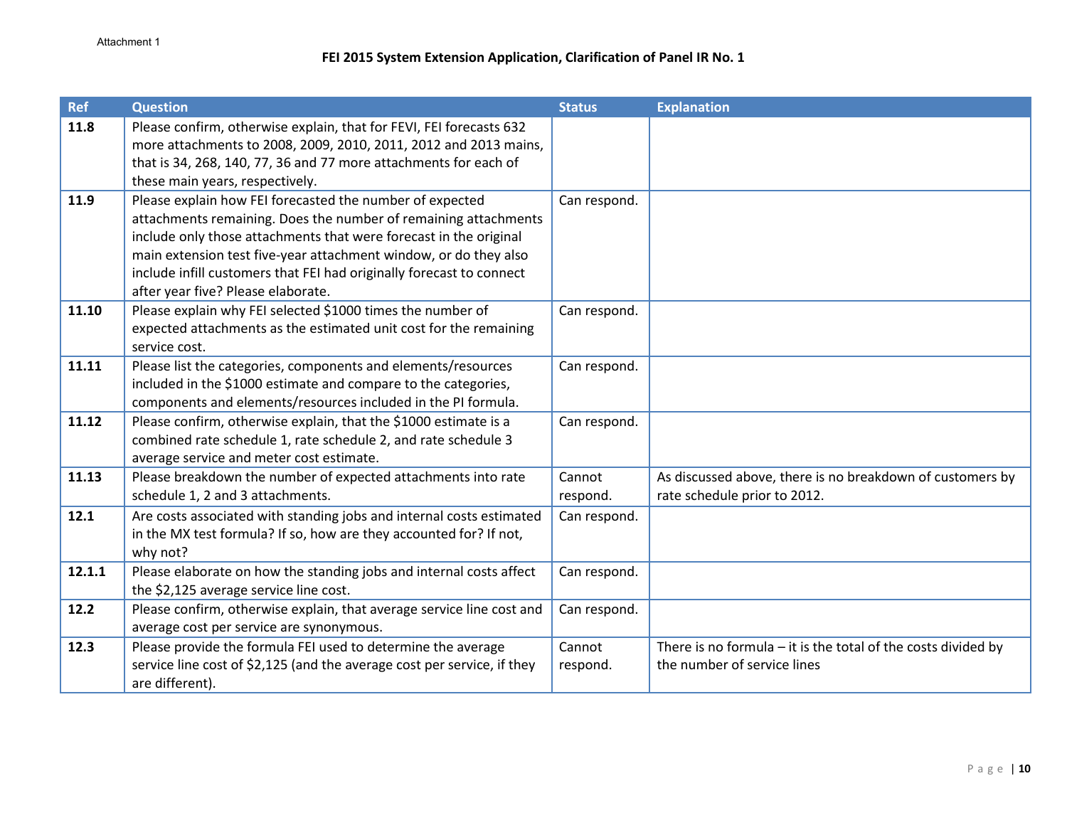Attachment 1

## FEI 2015 System Extension Application, Clarification of Panel IR No. 1

| Ref | Question | Status | Explanation |
|---|---|---|---|
| **11.8** | Please confirm, otherwise explain, that for FEVI, FEI forecasts 632 more attachments to 2008, 2009, 2010, 2011, 2012 and 2013 mains, that is 34, 268, 140, 77, 36 and 77 more attachments for each of these main years, respectively. | | |
| **11.9** | Please explain how FEI forecasted the number of expected attachments remaining. Does the number of remaining attachments include only those attachments that were forecast in the original main extension test five-year attachment window, or do they also include infill customers that FEI had originally forecast to connect after year five? Please elaborate. | Can respond. | |
| **11.10** | Please explain why FEI selected $1000 times the number of expected attachments as the estimated unit cost for the remaining service cost. | Can respond. | |
| **11.11** | Please list the categories, components and elements/resources included in the $1000 estimate and compare to the categories, components and elements/resources included in the PI formula. | Can respond. | |
| **11.12** | Please confirm, otherwise explain, that the $1000 estimate is a combined rate schedule 1, rate schedule 2, and rate schedule 3 average service and meter cost estimate. | Can respond. | |
| **11.13** | Please breakdown the number of expected attachments into rate schedule 1, 2 and 3 attachments. | Cannot respond. | As discussed above, there is no breakdown of customers by rate schedule prior to 2012. |
| **12.1** | Are costs associated with standing jobs and internal costs estimated in the MX test formula? If so, how are they accounted for? If not, why not? | Can respond. | |
| **12.1.1** | Please elaborate on how the standing jobs and internal costs affect the $2,125 average service line cost. | Can respond. | |
| **12.2** | Please confirm, otherwise explain, that average service line cost and average cost per service are synonymous. | Can respond. | |
| **12.3** | Please provide the formula FEI used to determine the average service line cost of $2,125 (and the average cost per service, if they are different). | Cannot respond. | There is no formula – it is the total of the costs divided by the number of service lines |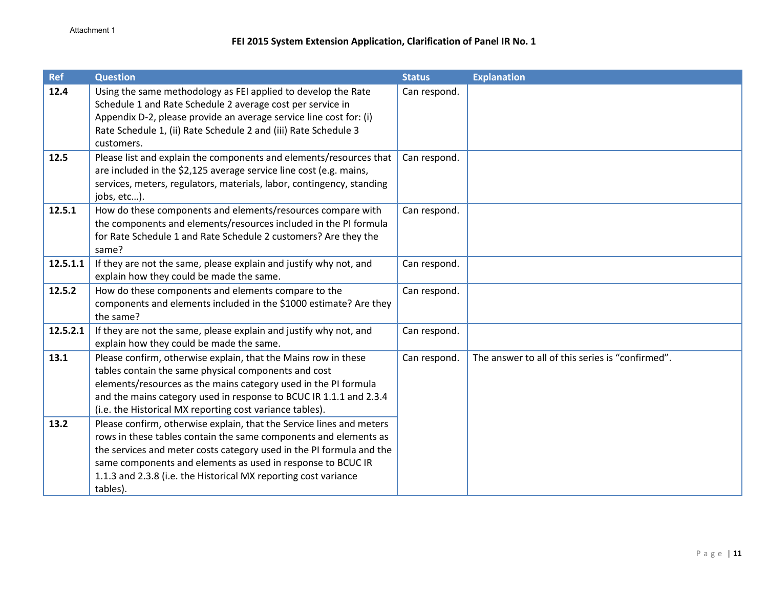Attachment 1

**FEI 2015 System Extension Application, Clarification of Panel IR No. 1**

| Ref | Question | Status | Explanation |
|---|---|---|---|
| **12.4** | Using the same methodology as FEI applied to develop the Rate Schedule 1 and Rate Schedule 2 average cost per service in Appendix D-2, please provide an average service line cost for: (i) Rate Schedule 1, (ii) Rate Schedule 2 and (iii) Rate Schedule 3 customers. | Can respond. | |
| **12.5** | Please list and explain the components and elements/resources that are included in the $2,125 average service line cost (e.g. mains, services, meters, regulators, materials, labor, contingency, standing jobs, etc…). | Can respond. | |
| **12.5.1** | How do these components and elements/resources compare with the components and elements/resources included in the PI formula for Rate Schedule 1 and Rate Schedule 2 customers? Are they the same? | Can respond. | |
| **12.5.1.1** | If they are not the same, please explain and justify why not, and explain how they could be made the same. | Can respond. | |
| **12.5.2** | How do these components and elements compare to the components and elements included in the $1000 estimate? Are they the same? | Can respond. | |
| **12.5.2.1** | If they are not the same, please explain and justify why not, and explain how they could be made the same. | Can respond. | |
| **13.1** | Please confirm, otherwise explain, that the Mains row in these tables contain the same physical components and cost elements/resources as the mains category used in the PI formula and the mains category used in response to BCUC IR 1.1.1 and 2.3.4 (i.e. the Historical MX reporting cost variance tables). | Can respond. | The answer to all of this series is "confirmed". |
| **13.2** | Please confirm, otherwise explain, that the Service lines and meters rows in these tables contain the same components and elements as the services and meter costs category used in the PI formula and the same components and elements as used in response to BCUC IR 1.1.3 and 2.3.8 (i.e. the Historical MX reporting cost variance tables). | | |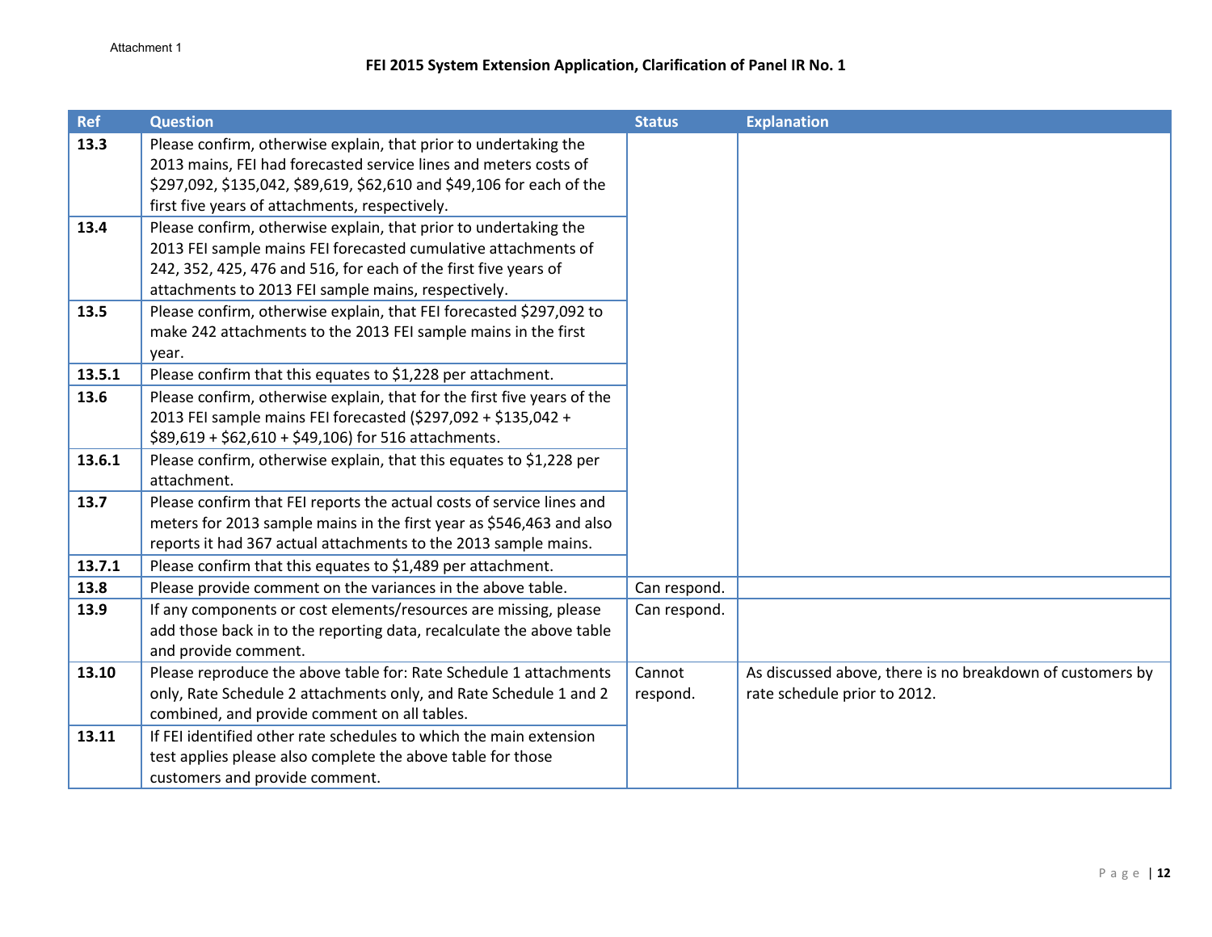Attachment 1

## FEI 2015 System Extension Application, Clarification of Panel IR No. 1

| Ref | Question | Status | Explanation |
|---|---|---|---|
| **13.3** | Please confirm, otherwise explain, that prior to undertaking the 2013 mains, FEI had forecasted service lines and meters costs of $297,092, $135,042, $89,619, $62,610 and $49,106 for each of the first five years of attachments, respectively. | | |
| **13.4** | Please confirm, otherwise explain, that prior to undertaking the 2013 FEI sample mains FEI forecasted cumulative attachments of 242, 352, 425, 476 and 516, for each of the first five years of attachments to 2013 FEI sample mains, respectively. | | |
| **13.5** | Please confirm, otherwise explain, that FEI forecasted $297,092 to make 242 attachments to the 2013 FEI sample mains in the first year. | | |
| **13.5.1** | Please confirm that this equates to $1,228 per attachment. | | |
| **13.6** | Please confirm, otherwise explain, that for the first five years of the 2013 FEI sample mains FEI forecasted ($297,092 + $135,042 + $89,619 + $62,610 + $49,106) for 516 attachments. | | |
| **13.6.1** | Please confirm, otherwise explain, that this equates to $1,228 per attachment. | | |
| **13.7** | Please confirm that FEI reports the actual costs of service lines and meters for 2013 sample mains in the first year as $546,463 and also reports it had 367 actual attachments to the 2013 sample mains. | | |
| **13.7.1** | Please confirm that this equates to $1,489 per attachment. | | |
| **13.8** | Please provide comment on the variances in the above table. | Can respond. | |
| **13.9** | If any components or cost elements/resources are missing, please add those back in to the reporting data, recalculate the above table and provide comment. | Can respond. | |
| **13.10** | Please reproduce the above table for: Rate Schedule 1 attachments only, Rate Schedule 2 attachments only, and Rate Schedule 1 and 2 combined, and provide comment on all tables. | Cannot respond. | As discussed above, there is no breakdown of customers by rate schedule prior to 2012. |
| **13.11** | If FEI identified other rate schedules to which the main extension test applies please also complete the above table for those customers and provide comment. | | |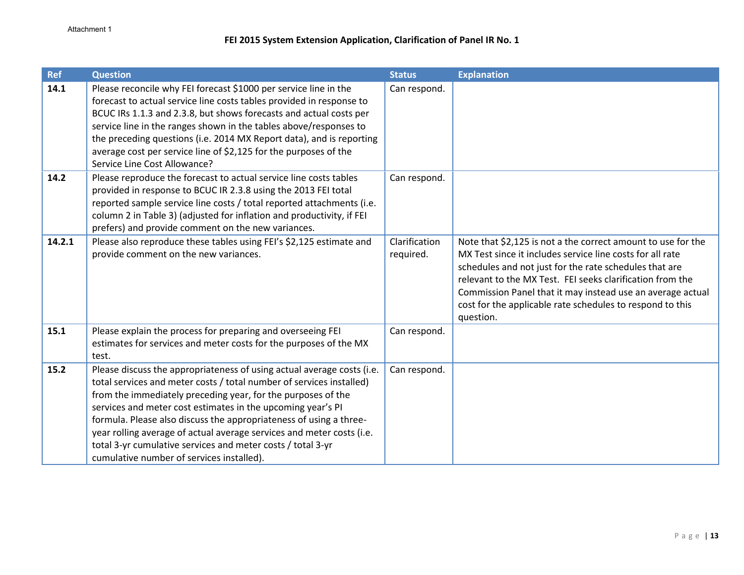Attachment 1

## FEI 2015 System Extension Application, Clarification of Panel IR No. 1

| Ref | Question | Status | Explanation |
|---|---|---|---|
| **14.1** | Please reconcile why FEI forecast $1000 per service line in the forecast to actual service line costs tables provided in response to BCUC IRs 1.1.3 and 2.3.8, but shows forecasts and actual costs per service line in the ranges shown in the tables above/responses to the preceding questions (i.e. 2014 MX Report data), and is reporting average cost per service line of $2,125 for the purposes of the Service Line Cost Allowance? | Can respond. | |
| **14.2** | Please reproduce the forecast to actual service line costs tables provided in response to BCUC IR 2.3.8 using the 2013 FEI total reported sample service line costs / total reported attachments (i.e. column 2 in Table 3) (adjusted for inflation and productivity, if FEI prefers) and provide comment on the new variances. | Can respond. | |
| **14.2.1** | Please also reproduce these tables using FEI's $2,125 estimate and provide comment on the new variances. | Clarification required. | Note that $2,125 is not a the correct amount to use for the MX Test since it includes service line costs for all rate schedules and not just for the rate schedules that are relevant to the MX Test. FEI seeks clarification from the Commission Panel that it may instead use an average actual cost for the applicable rate schedules to respond to this question. |
| **15.1** | Please explain the process for preparing and overseeing FEI estimates for services and meter costs for the purposes of the MX test. | Can respond. | |
| **15.2** | Please discuss the appropriateness of using actual average costs (i.e. total services and meter costs / total number of services installed) from the immediately preceding year, for the purposes of the services and meter cost estimates in the upcoming year's PI formula. Please also discuss the appropriateness of using a three-year rolling average of actual average services and meter costs (i.e. total 3-yr cumulative services and meter costs / total 3-yr cumulative number of services installed). | Can respond. | |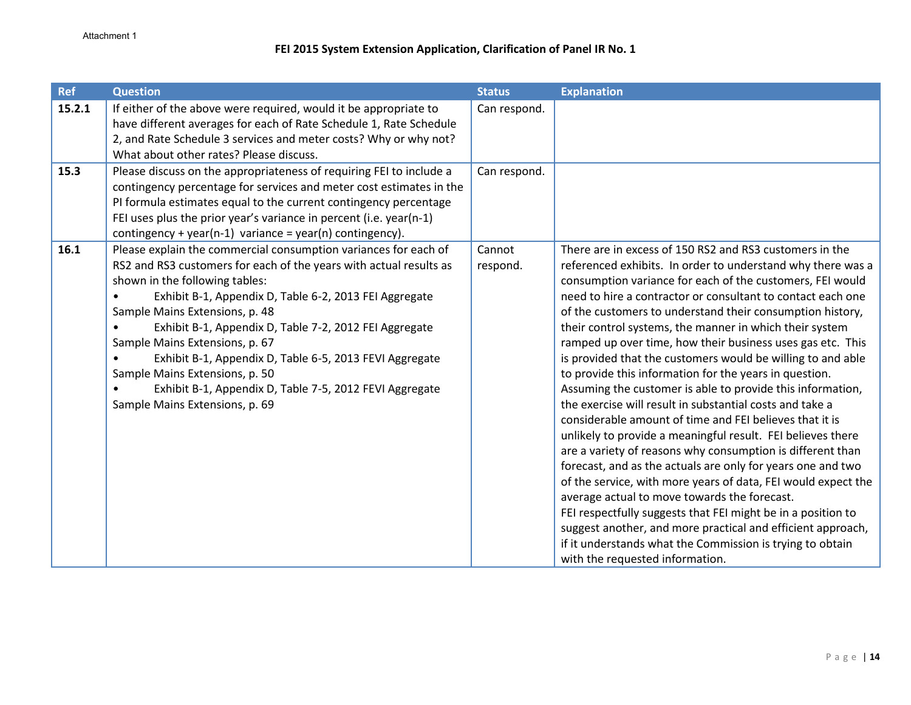Attachment 1

**FEI 2015 System Extension Application, Clarification of Panel IR No. 1**

| Ref | Question | Status | Explanation |
|---|---|---|---|
| **15.2.1** | If either of the above were required, would it be appropriate to have different averages for each of Rate Schedule 1, Rate Schedule 2, and Rate Schedule 3 services and meter costs? Why or why not? What about other rates? Please discuss. | Can respond. | |
| **15.3** | Please discuss on the appropriateness of requiring FEI to include a contingency percentage for services and meter cost estimates in the PI formula estimates equal to the current contingency percentage FEI uses plus the prior year's variance in percent (i.e. year(n-1) contingency + year(n-1) variance = year(n) contingency). | Can respond. | |
| **16.1** | Please explain the commercial consumption variances for each of RS2 and RS3 customers for each of the years with actual results as shown in the following tables:<br>• Exhibit B-1, Appendix D, Table 6-2, 2013 FEI Aggregate Sample Mains Extensions, p. 48<br>• Exhibit B-1, Appendix D, Table 7-2, 2012 FEI Aggregate Sample Mains Extensions, p. 67<br>• Exhibit B-1, Appendix D, Table 6-5, 2013 FEVI Aggregate Sample Mains Extensions, p. 50<br>• Exhibit B-1, Appendix D, Table 7-5, 2012 FEVI Aggregate Sample Mains Extensions, p. 69 | Cannot respond. | There are in excess of 150 RS2 and RS3 customers in the referenced exhibits. In order to understand why there was a consumption variance for each of the customers, FEI would need to hire a contractor or consultant to contact each one of the customers to understand their consumption history, their control systems, the manner in which their system ramped up over time, how their business uses gas etc. This is provided that the customers would be willing to and able to provide this information for the years in question. Assuming the customer is able to provide this information, the exercise will result in substantial costs and take a considerable amount of time and FEI believes that it is unlikely to provide a meaningful result. FEI believes there are a variety of reasons why consumption is different than forecast, and as the actuals are only for years one and two of the service, with more years of data, FEI would expect the average actual to move towards the forecast.<br>FEI respectfully suggests that FEI might be in a position to suggest another, and more practical and efficient approach, if it understands what the Commission is trying to obtain with the requested information. |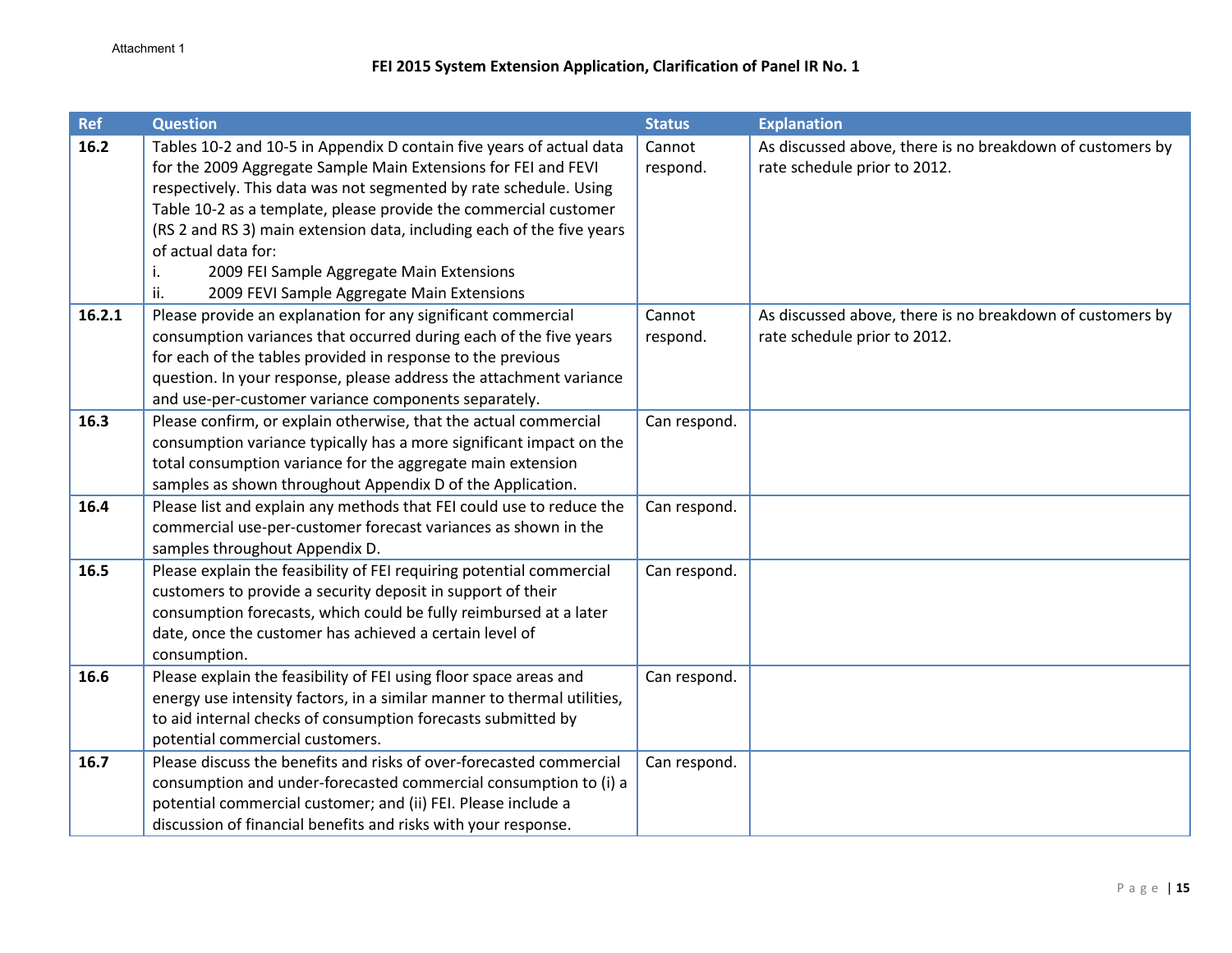Attachment 1

## FEI 2015 System Extension Application, Clarification of Panel IR No. 1

| Ref | Question | Status | Explanation |
|---|---|---|---|
| **16.2** | Tables 10-2 and 10-5 in Appendix D contain five years of actual data for the 2009 Aggregate Sample Main Extensions for FEI and FEVI respectively. This data was not segmented by rate schedule. Using Table 10-2 as a template, please provide the commercial customer (RS 2 and RS 3) main extension data, including each of the five years of actual data for: <br> i. 2009 FEI Sample Aggregate Main Extensions <br> ii. 2009 FEVI Sample Aggregate Main Extensions | Cannot respond. | As discussed above, there is no breakdown of customers by rate schedule prior to 2012. |
| **16.2.1** | Please provide an explanation for any significant commercial consumption variances that occurred during each of the five years for each of the tables provided in response to the previous question. In your response, please address the attachment variance and use-per-customer variance components separately. | Cannot respond. | As discussed above, there is no breakdown of customers by rate schedule prior to 2012. |
| **16.3** | Please confirm, or explain otherwise, that the actual commercial consumption variance typically has a more significant impact on the total consumption variance for the aggregate main extension samples as shown throughout Appendix D of the Application. | Can respond. | |
| **16.4** | Please list and explain any methods that FEI could use to reduce the commercial use-per-customer forecast variances as shown in the samples throughout Appendix D. | Can respond. | |
| **16.5** | Please explain the feasibility of FEI requiring potential commercial customers to provide a security deposit in support of their consumption forecasts, which could be fully reimbursed at a later date, once the customer has achieved a certain level of consumption. | Can respond. | |
| **16.6** | Please explain the feasibility of FEI using floor space areas and energy use intensity factors, in a similar manner to thermal utilities, to aid internal checks of consumption forecasts submitted by potential commercial customers. | Can respond. | |
| **16.7** | Please discuss the benefits and risks of over-forecasted commercial consumption and under-forecasted commercial consumption to (i) a potential commercial customer; and (ii) FEI. Please include a discussion of financial benefits and risks with your response. | Can respond. | |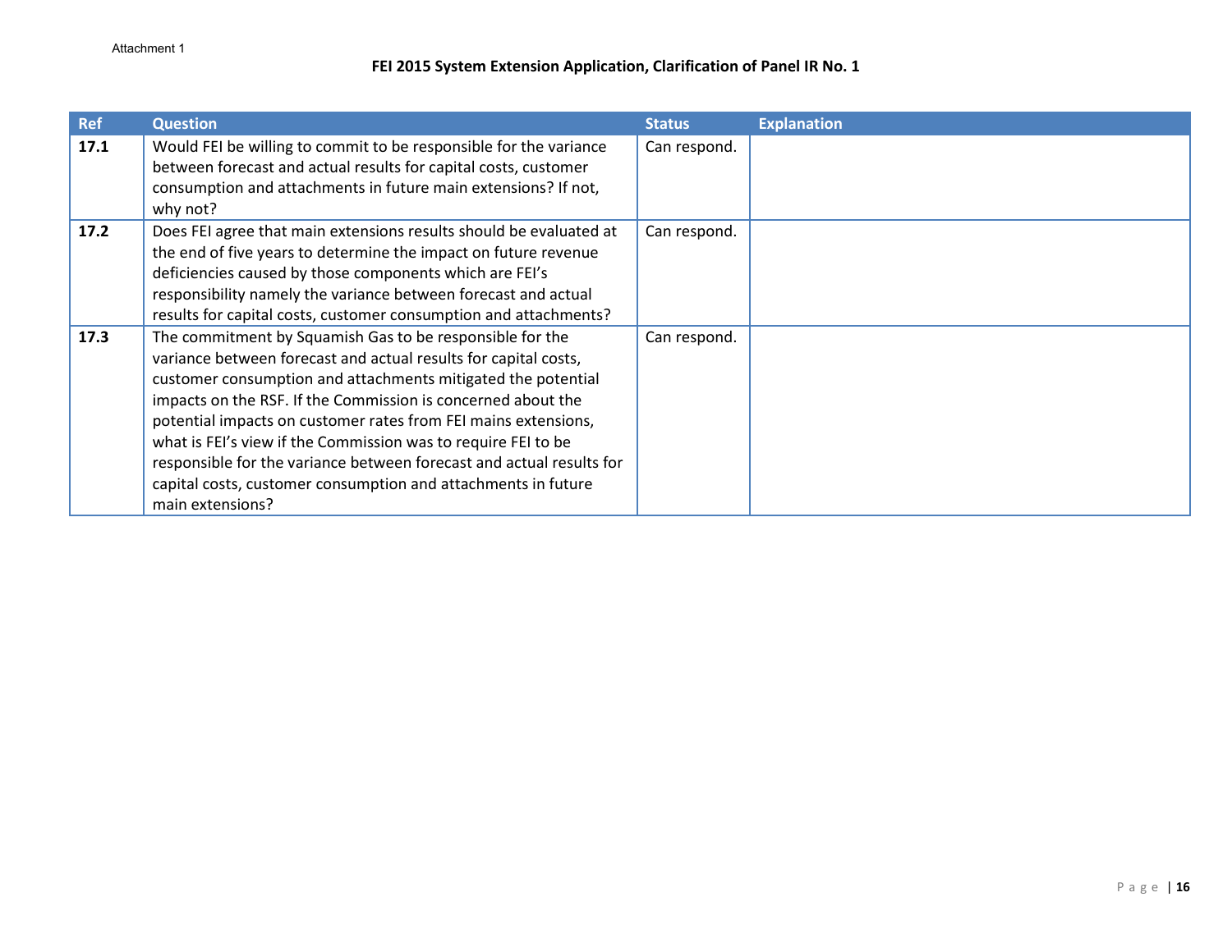Attachment 1

# FEI 2015 System Extension Application, Clarification of Panel IR No. 1

| Ref | Question | Status | Explanation |
| --- | --- | --- | --- |
| **17.1** | Would FEI be willing to commit to be responsible for the variance between forecast and actual results for capital costs, customer consumption and attachments in future main extensions? If not, why not? | Can respond. | |
| **17.2** | Does FEI agree that main extensions results should be evaluated at the end of five years to determine the impact on future revenue deficiencies caused by those components which are FEI's responsibility namely the variance between forecast and actual results for capital costs, customer consumption and attachments? | Can respond. | |
| **17.3** | The commitment by Squamish Gas to be responsible for the variance between forecast and actual results for capital costs, customer consumption and attachments mitigated the potential impacts on the RSF. If the Commission is concerned about the potential impacts on customer rates from FEI mains extensions, what is FEI's view if the Commission was to require FEI to be responsible for the variance between forecast and actual results for capital costs, customer consumption and attachments in future main extensions? | Can respond. | |